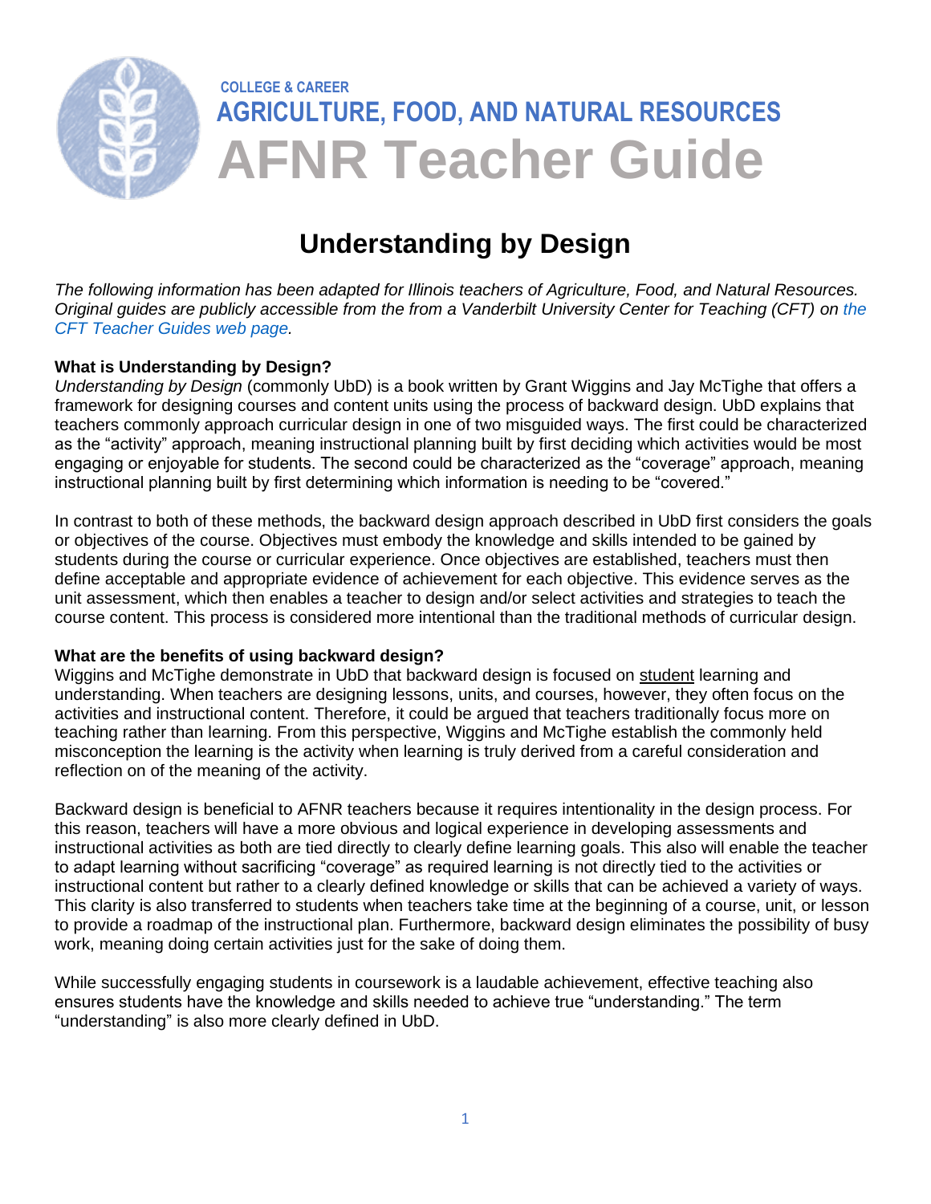COLLEGE & CAREER

AGRICULTURE, FOOD, AND NATURAL RESOURCES

# AFNR Teacher Guide

## Understanding by Design

*The following information has been adapted for Illinois teachers of Agriculture, Food, and Natural Resources. Original guides are publicly accessible from the from a Vanderbilt University Center for Teaching (CFT) on the CFT Teacher Guides web page.*

**What is Understanding by Design?**

*Understanding by Design* (commonly UbD) is a book written by Grant Wiggins and Jay McTighe that offers a framework for designing courses and content units using the process of backward design. UbD explains that teachers commonly approach curricular design in one of two misguided ways. The first could be characterized as the "activity" approach, meaning instructional planning built by first deciding which activities would be most engaging or enjoyable for students. The second could be characterized as the "coverage" approach, meaning instructional planning built by first determining which information is needing to be "covered."

In contrast to both of these methods, the backward design approach described in UbD first considers the goals or objectives of the course. Objectives must embody the knowledge and skills intended to be gained by students during the course or curricular experience. Once objectives are established, teachers must then define acceptable and appropriate evidence of achievement for each objective. This evidence serves as the unit assessment, which then enables a teacher to design and/or select activities and strategies to teach the course content. This process is considered more intentional than the traditional methods of curricular design.

**What are the benefits of using backward design?**

Wiggins and McTighe demonstrate in UbD that backward design is focused on <u>student</u> learning and understanding. When teachers are designing lessons, units, and courses, however, they often focus on the activities and instructional content. Therefore, it could be argued that teachers traditionally focus more on teaching rather than learning. From this perspective, Wiggins and McTighe establish the commonly held misconception the learning is the activity when learning is truly derived from a careful consideration and reflection on of the meaning of the activity.

Backward design is beneficial to AFNR teachers because it requires intentionality in the design process. For this reason, teachers will have a more obvious and logical experience in developing assessments and instructional activities as both are tied directly to clearly define learning goals. This also will enable the teacher to adapt learning without sacrificing "coverage" as required learning is not directly tied to the activities or instructional content but rather to a clearly defined knowledge or skills that can be achieved a variety of ways. This clarity is also transferred to students when teachers take time at the beginning of a course, unit, or lesson to provide a roadmap of the instructional plan. Furthermore, backward design eliminates the possibility of busy work, meaning doing certain activities just for the sake of doing them.

While successfully engaging students in coursework is a laudable achievement, effective teaching also ensures students have the knowledge and skills needed to achieve true "understanding." The term "understanding" is also more clearly defined in UbD.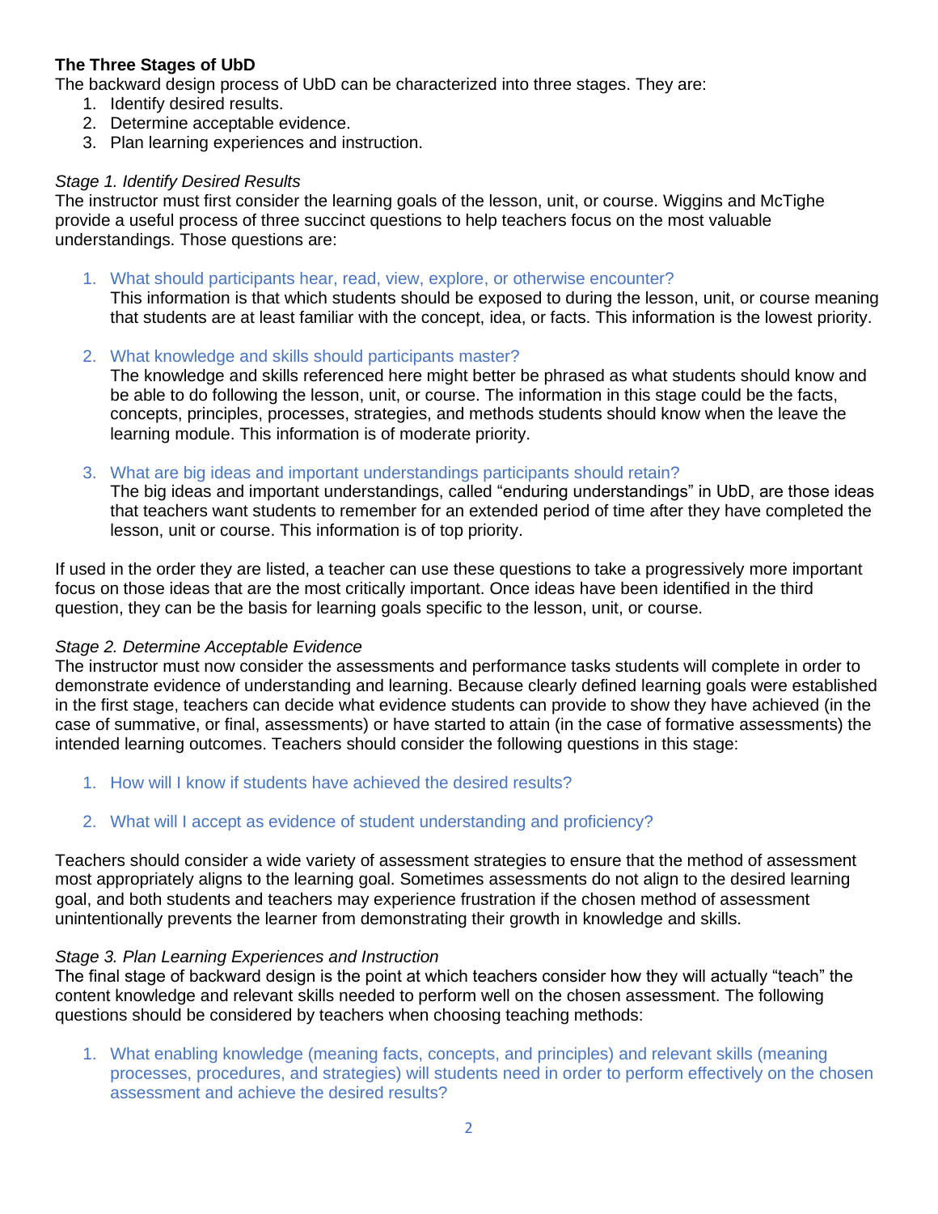**The Three Stages of UbD**

The backward design process of UbD can be characterized into three stages. They are:

1. Identify desired results.
2. Determine acceptable evidence.
3. Plan learning experiences and instruction.

*Stage 1. Identify Desired Results*

The instructor must first consider the learning goals of the lesson, unit, or course. Wiggins and McTighe provide a useful process of three succinct questions to help teachers focus on the most valuable understandings. Those questions are:

1. What should participants hear, read, view, explore, or otherwise encounter?
   This information is that which students should be exposed to during the lesson, unit, or course meaning that students are at least familiar with the concept, idea, or facts. This information is the lowest priority.

2. What knowledge and skills should participants master?
   The knowledge and skills referenced here might better be phrased as what students should know and be able to do following the lesson, unit, or course. The information in this stage could be the facts, concepts, principles, processes, strategies, and methods students should know when the leave the learning module. This information is of moderate priority.

3. What are big ideas and important understandings participants should retain?
   The big ideas and important understandings, called "enduring understandings" in UbD, are those ideas that teachers want students to remember for an extended period of time after they have completed the lesson, unit or course. This information is of top priority.

If used in the order they are listed, a teacher can use these questions to take a progressively more important focus on those ideas that are the most critically important. Once ideas have been identified in the third question, they can be the basis for learning goals specific to the lesson, unit, or course.

*Stage 2. Determine Acceptable Evidence*

The instructor must now consider the assessments and performance tasks students will complete in order to demonstrate evidence of understanding and learning. Because clearly defined learning goals were established in the first stage, teachers can decide what evidence students can provide to show they have achieved (in the case of summative, or final, assessments) or have started to attain (in the case of formative assessments) the intended learning outcomes. Teachers should consider the following questions in this stage:

1. How will I know if students have achieved the desired results?

2. What will I accept as evidence of student understanding and proficiency?

Teachers should consider a wide variety of assessment strategies to ensure that the method of assessment most appropriately aligns to the learning goal. Sometimes assessments do not align to the desired learning goal, and both students and teachers may experience frustration if the chosen method of assessment unintentionally prevents the learner from demonstrating their growth in knowledge and skills.

*Stage 3. Plan Learning Experiences and Instruction*

The final stage of backward design is the point at which teachers consider how they will actually "teach" the content knowledge and relevant skills needed to perform well on the chosen assessment. The following questions should be considered by teachers when choosing teaching methods:

1. What enabling knowledge (meaning facts, concepts, and principles) and relevant skills (meaning processes, procedures, and strategies) will students need in order to perform effectively on the chosen assessment and achieve the desired results?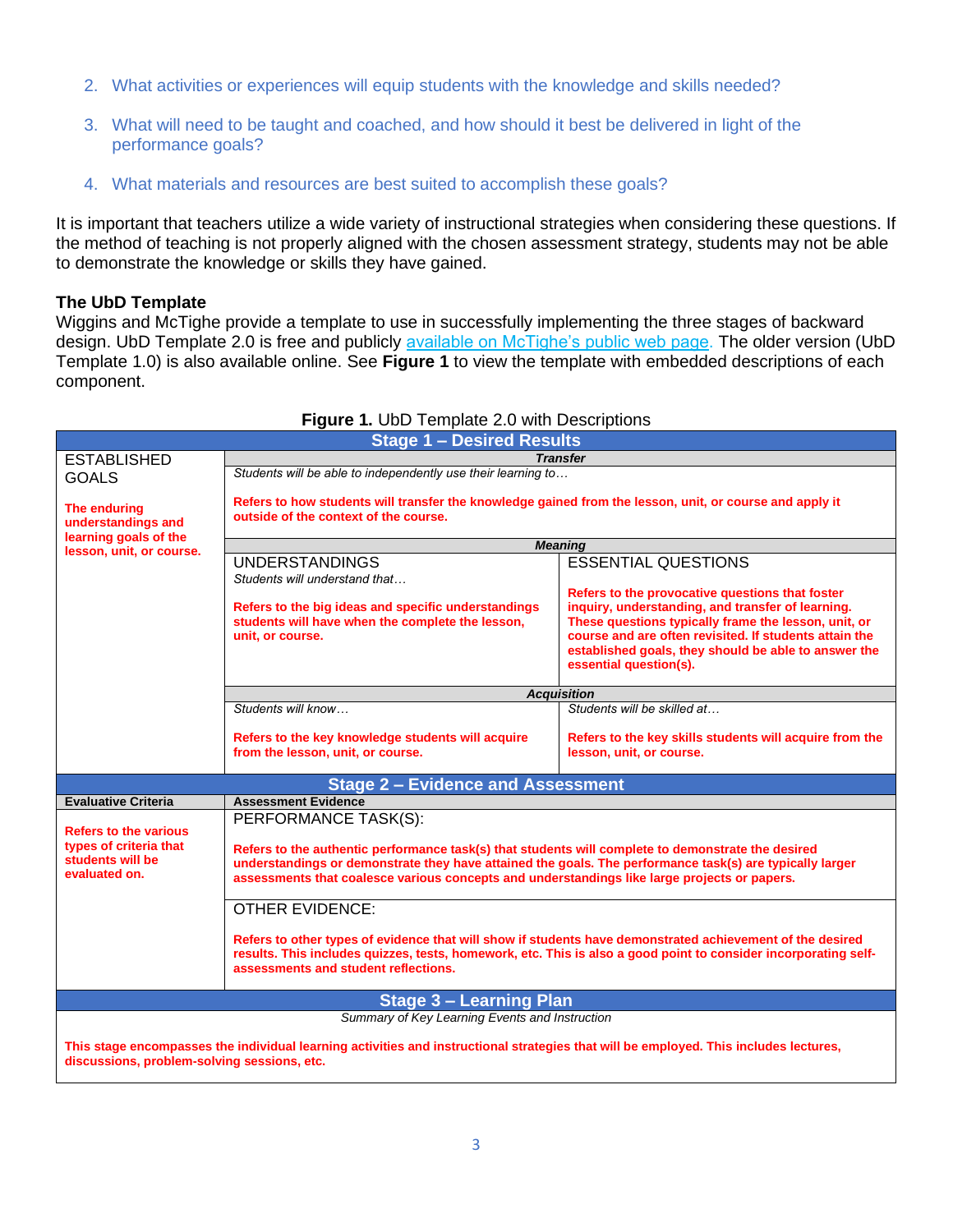2. What activities or experiences will equip students with the knowledge and skills needed?

3. What will need to be taught and coached, and how should it best be delivered in light of the performance goals?

4. What materials and resources are best suited to accomplish these goals?

It is important that teachers utilize a wide variety of instructional strategies when considering these questions. If the method of teaching is not properly aligned with the chosen assessment strategy, students may not be able to demonstrate the knowledge or skills they have gained.

**The UbD Template**

Wiggins and McTighe provide a template to use in successfully implementing the three stages of backward design. UbD Template 2.0 is free and publicly available on McTighe's public web page. The older version (UbD Template 1.0) is also available online. See **Figure 1** to view the template with embedded descriptions of each component.

**Figure 1.** UbD Template 2.0 with Descriptions

| **Stage 1 – Desired Results** | | |
|---|---|---|
| ESTABLISHED GOALS<br><br>**The enduring understandings and learning goals of the lesson, unit, or course.** | ***Transfer***<br>*Students will be able to independently use their learning to…*<br><br>**Refers to how students will transfer the knowledge gained from the lesson, unit, or course and apply it outside of the context of the course.** | |
| | ***Meaning*** | |
| | UNDERSTANDINGS<br>*Students will understand that…*<br><br>**Refers to the big ideas and specific understandings students will have when the complete the lesson, unit, or course.** | ESSENTIAL QUESTIONS<br><br>**Refers to the provocative questions that foster inquiry, understanding, and transfer of learning. These questions typically frame the lesson, unit, or course and are often revisited. If students attain the established goals, they should be able to answer the essential question(s).** |
| | ***Acquisition*** | |
| | *Students will know…*<br><br>**Refers to the key knowledge students will acquire from the lesson, unit, or course.** | *Students will be skilled at…*<br><br>**Refers to the key skills students will acquire from the lesson, unit, or course.** |
| **Stage 2 – Evidence and Assessment** | | |
| **Evaluative Criteria** | **Assessment Evidence** | |
| **Refers to the various types of criteria that students will be evaluated on.** | PERFORMANCE TASK(S):<br><br>**Refers to the authentic performance task(s) that students will complete to demonstrate the desired understandings or demonstrate they have attained the goals. The performance task(s) are typically larger assessments that coalesce various concepts and understandings like large projects or papers.** | |
| | OTHER EVIDENCE:<br><br>**Refers to other types of evidence that will show if students have demonstrated achievement of the desired results. This includes quizzes, tests, homework, etc. This is also a good point to consider incorporating self-assessments and student reflections.** | |
| **Stage 3 – Learning Plan** | | |
| *Summary of Key Learning Events and Instruction*<br><br>**This stage encompasses the individual learning activities and instructional strategies that will be employed. This includes lectures, discussions, problem-solving sessions, etc.** | | |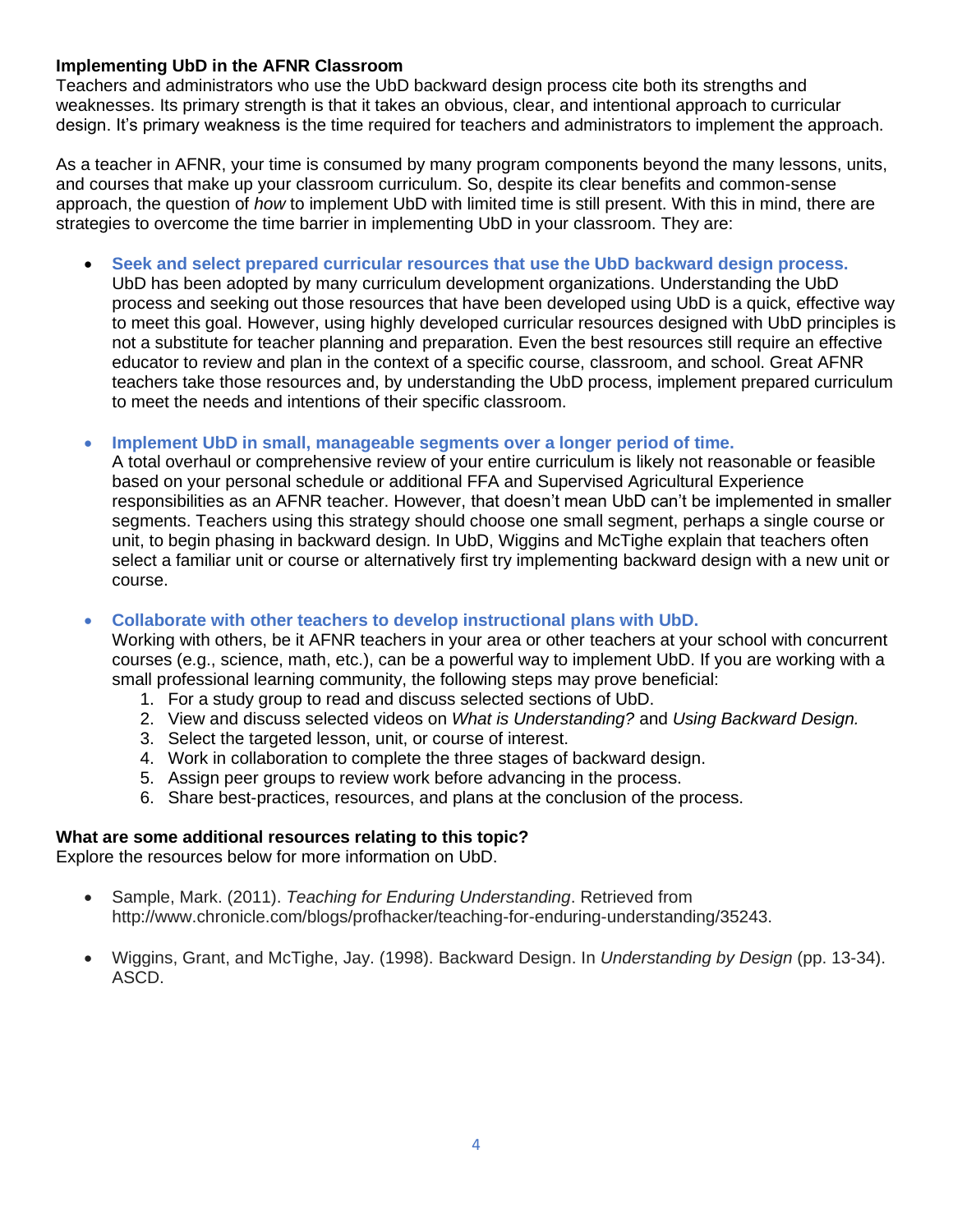### Implementing UbD in the AFNR Classroom

Teachers and administrators who use the UbD backward design process cite both its strengths and weaknesses. Its primary strength is that it takes an obvious, clear, and intentional approach to curricular design. It's primary weakness is the time required for teachers and administrators to implement the approach.

As a teacher in AFNR, your time is consumed by many program components beyond the many lessons, units, and courses that make up your classroom curriculum. So, despite its clear benefits and common-sense approach, the question of *how* to implement UbD with limited time is still present. With this in mind, there are strategies to overcome the time barrier in implementing UbD in your classroom. They are:

- **Seek and select prepared curricular resources that use the UbD backward design process.**
  UbD has been adopted by many curriculum development organizations. Understanding the UbD process and seeking out those resources that have been developed using UbD is a quick, effective way to meet this goal. However, using highly developed curricular resources designed with UbD principles is not a substitute for teacher planning and preparation. Even the best resources still require an effective educator to review and plan in the context of a specific course, classroom, and school. Great AFNR teachers take those resources and, by understanding the UbD process, implement prepared curriculum to meet the needs and intentions of their specific classroom.

- **Implement UbD in small, manageable segments over a longer period of time.**
  A total overhaul or comprehensive review of your entire curriculum is likely not reasonable or feasible based on your personal schedule or additional FFA and Supervised Agricultural Experience responsibilities as an AFNR teacher. However, that doesn't mean UbD can't be implemented in smaller segments. Teachers using this strategy should choose one small segment, perhaps a single course or unit, to begin phasing in backward design. In UbD, Wiggins and McTighe explain that teachers often select a familiar unit or course or alternatively first try implementing backward design with a new unit or course.

- **Collaborate with other teachers to develop instructional plans with UbD.**
  Working with others, be it AFNR teachers in your area or other teachers at your school with concurrent courses (e.g., science, math, etc.), can be a powerful way to implement UbD. If you are working with a small professional learning community, the following steps may prove beneficial:
  1. For a study group to read and discuss selected sections of UbD.
  2. View and discuss selected videos on *What is Understanding?* and *Using Backward Design.*
  3. Select the targeted lesson, unit, or course of interest.
  4. Work in collaboration to complete the three stages of backward design.
  5. Assign peer groups to review work before advancing in the process.
  6. Share best-practices, resources, and plans at the conclusion of the process.

### What are some additional resources relating to this topic?

Explore the resources below for more information on UbD.

- Sample, Mark. (2011). *Teaching for Enduring Understanding*. Retrieved from http://www.chronicle.com/blogs/profhacker/teaching-for-enduring-understanding/35243.

- Wiggins, Grant, and McTighe, Jay. (1998). Backward Design. In *Understanding by Design* (pp. 13-34). ASCD.